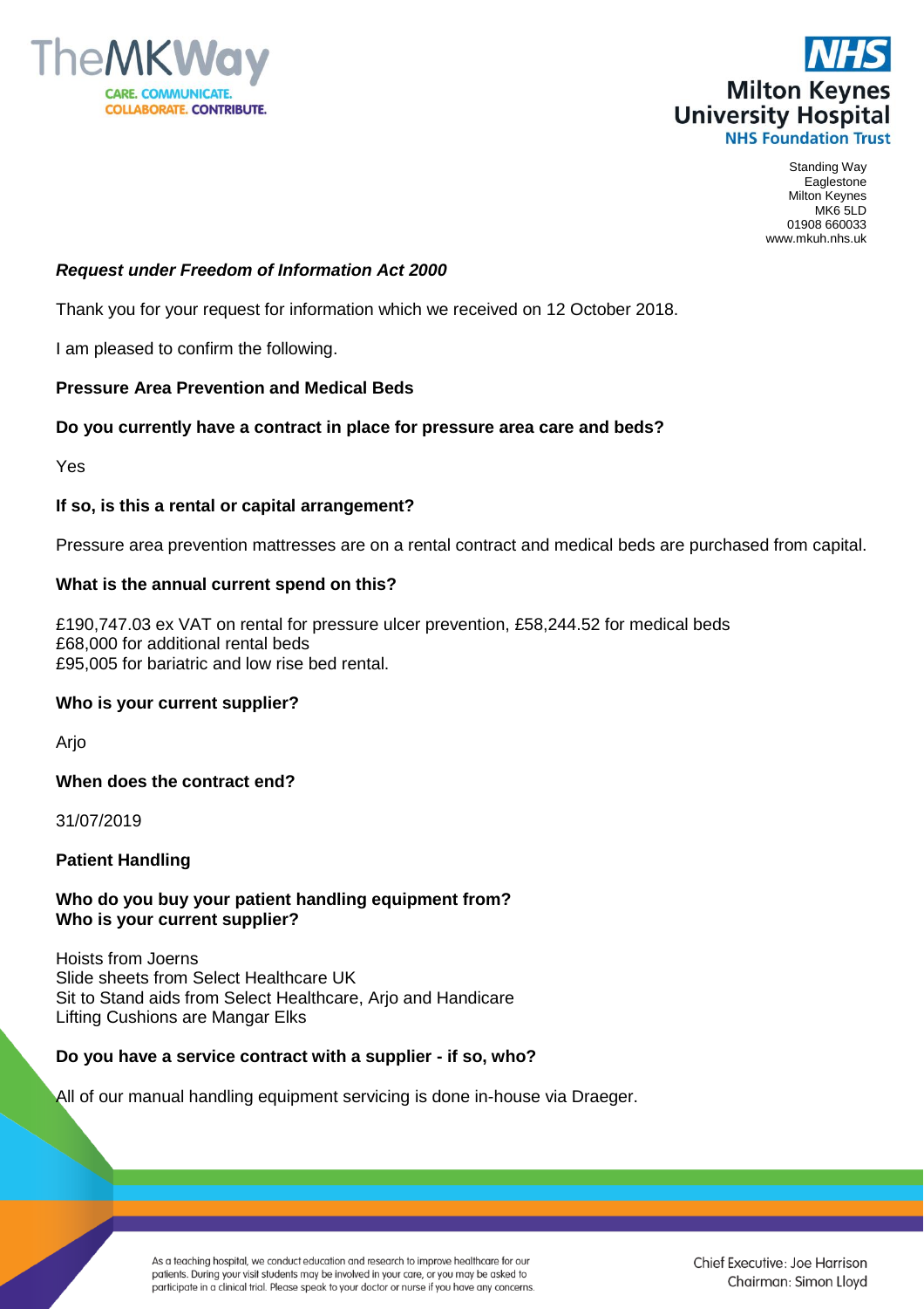Standing Way
Eaglestone
Milton Keynes
MK6 5LD
01908 660033
www.mkuh.nhs.uk

***Request under Freedom of Information Act 2000***

Thank you for your request for information which we received on 12 October 2018.

I am pleased to confirm the following.

**Pressure Area Prevention and Medical Beds**

**Do you currently have a contract in place for pressure area care and beds?**

Yes

**If so, is this a rental or capital arrangement?**

Pressure area prevention mattresses are on a rental contract and medical beds are purchased from capital.

**What is the annual current spend on this?**

£190,747.03 ex VAT on rental for pressure ulcer prevention, £58,244.52 for medical beds
£68,000 for additional rental beds
£95,005 for bariatric and low rise bed rental.

**Who is your current supplier?**

Arjo

**When does the contract end?**

31/07/2019

**Patient Handling**

**Who do you buy your patient handling equipment from?**
**Who is your current supplier?**

Hoists from Joerns
Slide sheets from Select Healthcare UK
Sit to Stand aids from Select Healthcare, Arjo and Handicare
Lifting Cushions are Mangar Elks

**Do you have a service contract with a supplier - if so, who?**

All of our manual handling equipment servicing is done in-house via Draeger.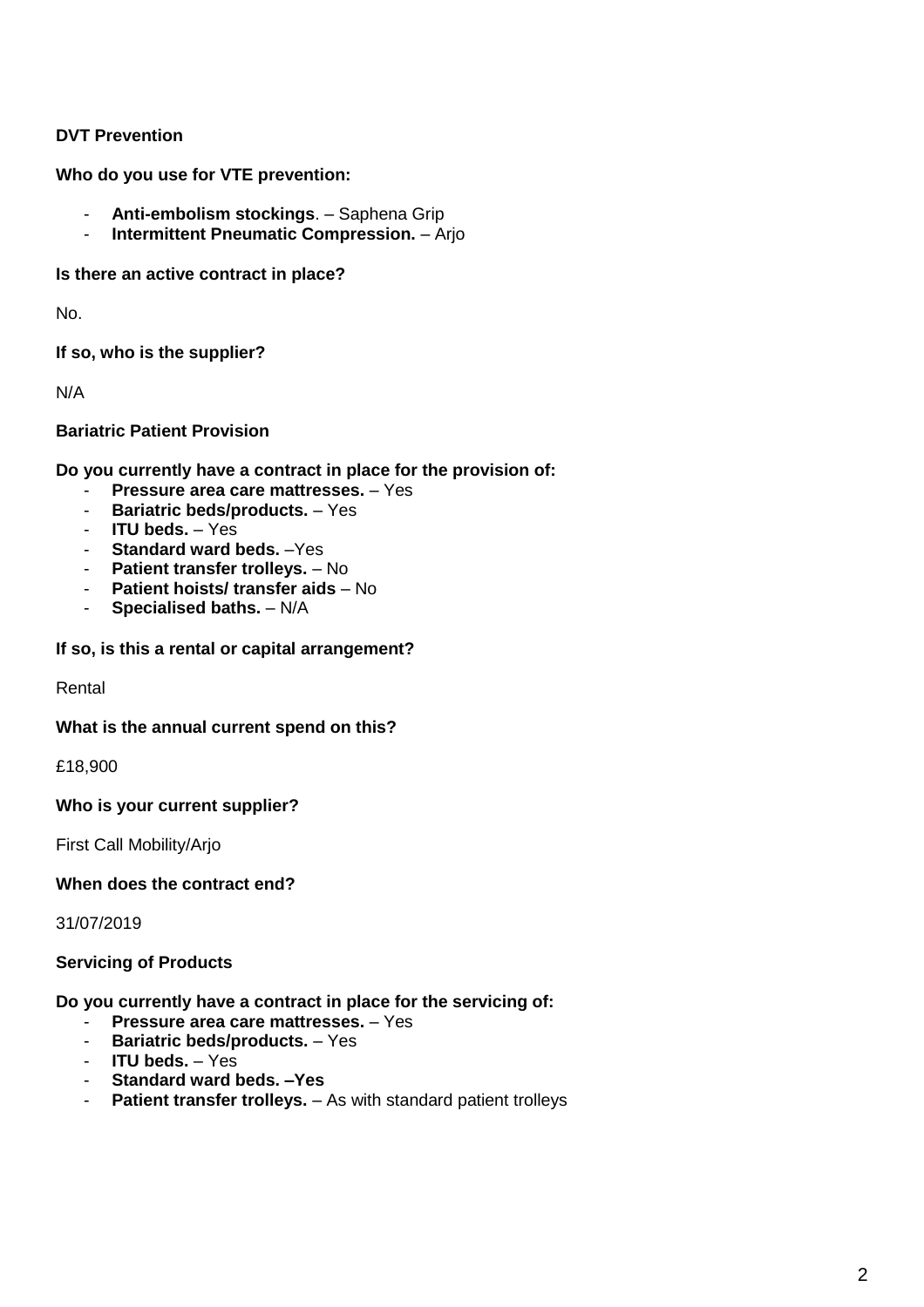**DVT Prevention**

**Who do you use for VTE prevention:**

- **Anti-embolism stockings**. – Saphena Grip
- **Intermittent Pneumatic Compression.** – Arjo

**Is there an active contract in place?**

No.

**If so, who is the supplier?**

N/A

**Bariatric Patient Provision**

**Do you currently have a contract in place for the provision of:**

- **Pressure area care mattresses.** – Yes
- **Bariatric beds/products.** – Yes
- **ITU beds.** – Yes
- **Standard ward beds.** –Yes
- **Patient transfer trolleys.** – No
- **Patient hoists/ transfer aids** – No
- **Specialised baths.** – N/A

**If so, is this a rental or capital arrangement?**

Rental

**What is the annual current spend on this?**

£18,900

**Who is your current supplier?**

First Call Mobility/Arjo

**When does the contract end?**

31/07/2019

**Servicing of Products**

**Do you currently have a contract in place for the servicing of:**

- **Pressure area care mattresses.** – Yes
- **Bariatric beds/products.** – Yes
- **ITU beds.** – Yes
- **Standard ward beds. –Yes**
- **Patient transfer trolleys.** – As with standard patient trolleys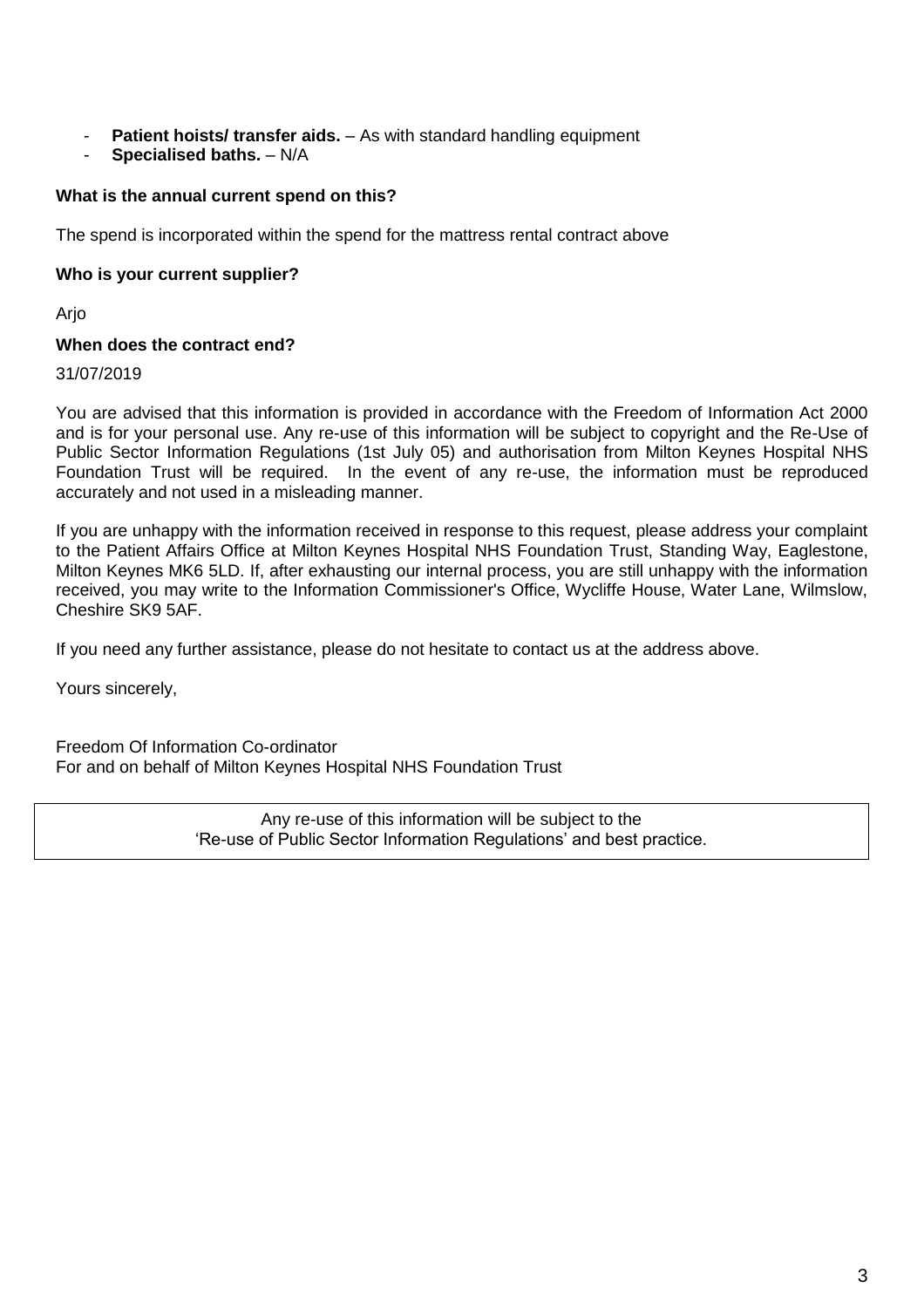- **Patient hoists/ transfer aids.** – As with standard handling equipment
- **Specialised baths.** – N/A

**What is the annual current spend on this?**

The spend is incorporated within the spend for the mattress rental contract above

**Who is your current supplier?**

Arjo

**When does the contract end?**

31/07/2019

You are advised that this information is provided in accordance with the Freedom of Information Act 2000 and is for your personal use. Any re-use of this information will be subject to copyright and the Re-Use of Public Sector Information Regulations (1st July 05) and authorisation from Milton Keynes Hospital NHS Foundation Trust will be required. In the event of any re-use, the information must be reproduced accurately and not used in a misleading manner.

If you are unhappy with the information received in response to this request, please address your complaint to the Patient Affairs Office at Milton Keynes Hospital NHS Foundation Trust, Standing Way, Eaglestone, Milton Keynes MK6 5LD. If, after exhausting our internal process, you are still unhappy with the information received, you may write to the Information Commissioner's Office, Wycliffe House, Water Lane, Wilmslow, Cheshire SK9 5AF.

If you need any further assistance, please do not hesitate to contact us at the address above.

Yours sincerely,

Freedom Of Information Co-ordinator
For and on behalf of Milton Keynes Hospital NHS Foundation Trust

Any re-use of this information will be subject to the
'Re-use of Public Sector Information Regulations' and best practice.